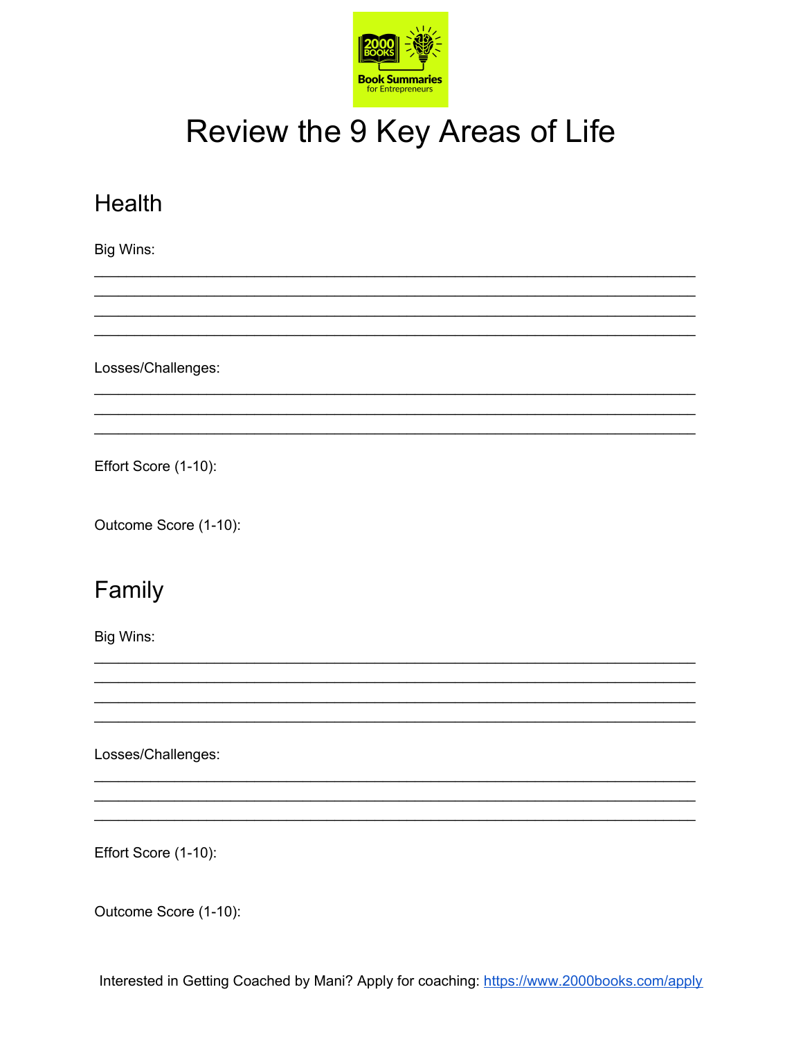# Review the 9 Key Areas of Life

## Health

Big Wins:

________________________________________________________________________
________________________________________________________________________
________________________________________________________________________
________________________________________________________________________

Losses/Challenges:

________________________________________________________________________
________________________________________________________________________
________________________________________________________________________

Effort Score (1-10):

Outcome Score (1-10):

## Family

Big Wins:

________________________________________________________________________
________________________________________________________________________
________________________________________________________________________
________________________________________________________________________

Losses/Challenges:

________________________________________________________________________
________________________________________________________________________
________________________________________________________________________

Effort Score (1-10):

Outcome Score (1-10):

Interested in Getting Coached by Mani? Apply for coaching: https://www.2000books.com/apply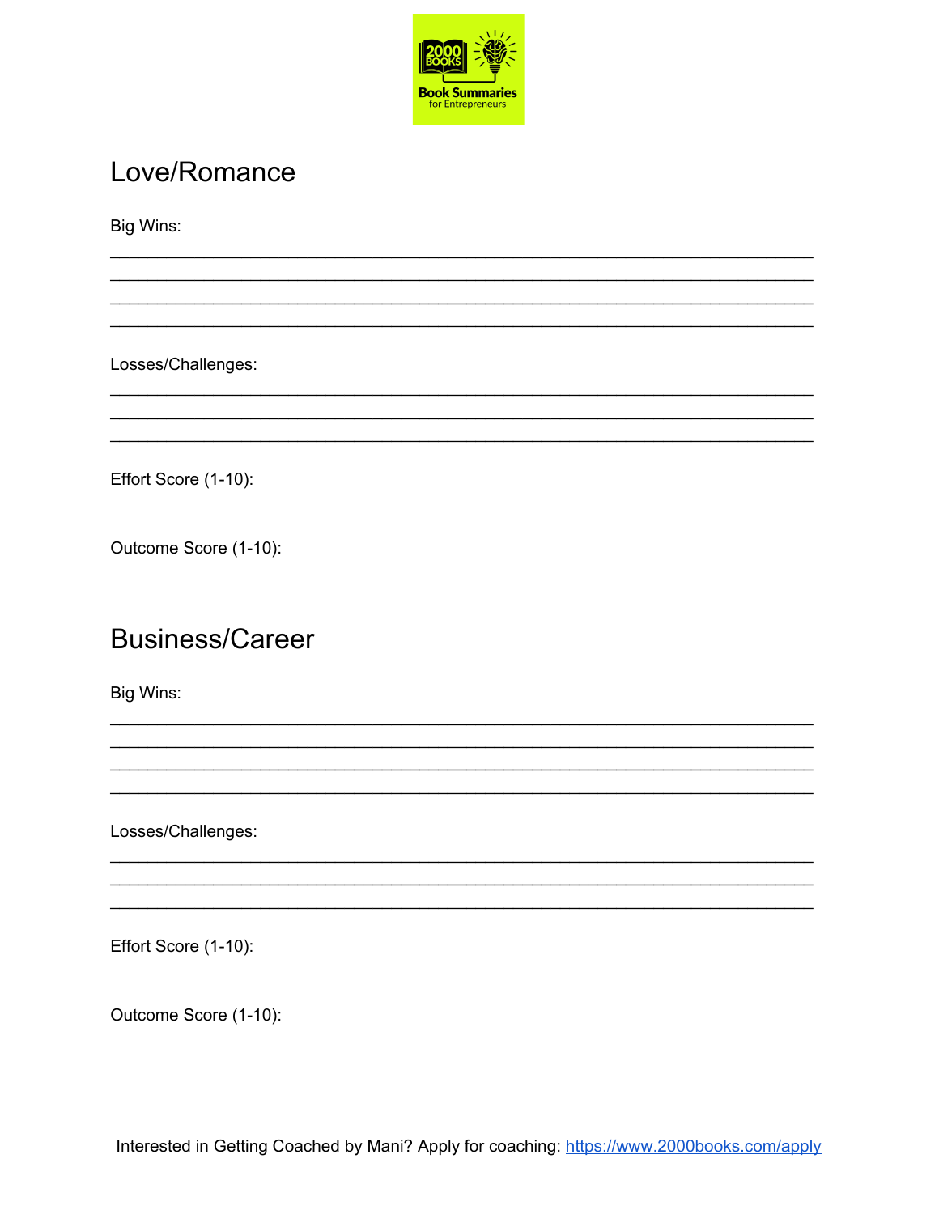## Love/Romance

Big Wins:

\_\_\_\_\_\_\_\_\_\_\_\_\_\_\_\_\_\_\_\_\_\_\_\_\_\_\_\_\_\_\_\_\_\_\_\_\_\_\_\_\_\_\_\_\_\_\_\_\_\_\_\_\_\_\_\_\_\_\_\_\_\_\_\_\_\_\_\_\_\_\_\_

\_\_\_\_\_\_\_\_\_\_\_\_\_\_\_\_\_\_\_\_\_\_\_\_\_\_\_\_\_\_\_\_\_\_\_\_\_\_\_\_\_\_\_\_\_\_\_\_\_\_\_\_\_\_\_\_\_\_\_\_\_\_\_\_\_\_\_\_\_\_\_\_

\_\_\_\_\_\_\_\_\_\_\_\_\_\_\_\_\_\_\_\_\_\_\_\_\_\_\_\_\_\_\_\_\_\_\_\_\_\_\_\_\_\_\_\_\_\_\_\_\_\_\_\_\_\_\_\_\_\_\_\_\_\_\_\_\_\_\_\_\_\_\_\_

\_\_\_\_\_\_\_\_\_\_\_\_\_\_\_\_\_\_\_\_\_\_\_\_\_\_\_\_\_\_\_\_\_\_\_\_\_\_\_\_\_\_\_\_\_\_\_\_\_\_\_\_\_\_\_\_\_\_\_\_\_\_\_\_\_\_\_\_\_\_\_\_

Losses/Challenges:

\_\_\_\_\_\_\_\_\_\_\_\_\_\_\_\_\_\_\_\_\_\_\_\_\_\_\_\_\_\_\_\_\_\_\_\_\_\_\_\_\_\_\_\_\_\_\_\_\_\_\_\_\_\_\_\_\_\_\_\_\_\_\_\_\_\_\_\_\_\_\_\_

\_\_\_\_\_\_\_\_\_\_\_\_\_\_\_\_\_\_\_\_\_\_\_\_\_\_\_\_\_\_\_\_\_\_\_\_\_\_\_\_\_\_\_\_\_\_\_\_\_\_\_\_\_\_\_\_\_\_\_\_\_\_\_\_\_\_\_\_\_\_\_\_

\_\_\_\_\_\_\_\_\_\_\_\_\_\_\_\_\_\_\_\_\_\_\_\_\_\_\_\_\_\_\_\_\_\_\_\_\_\_\_\_\_\_\_\_\_\_\_\_\_\_\_\_\_\_\_\_\_\_\_\_\_\_\_\_\_\_\_\_\_\_\_\_

Effort Score (1-10):

Outcome Score (1-10):

## Business/Career

Big Wins:

\_\_\_\_\_\_\_\_\_\_\_\_\_\_\_\_\_\_\_\_\_\_\_\_\_\_\_\_\_\_\_\_\_\_\_\_\_\_\_\_\_\_\_\_\_\_\_\_\_\_\_\_\_\_\_\_\_\_\_\_\_\_\_\_\_\_\_\_\_\_\_\_

\_\_\_\_\_\_\_\_\_\_\_\_\_\_\_\_\_\_\_\_\_\_\_\_\_\_\_\_\_\_\_\_\_\_\_\_\_\_\_\_\_\_\_\_\_\_\_\_\_\_\_\_\_\_\_\_\_\_\_\_\_\_\_\_\_\_\_\_\_\_\_\_

\_\_\_\_\_\_\_\_\_\_\_\_\_\_\_\_\_\_\_\_\_\_\_\_\_\_\_\_\_\_\_\_\_\_\_\_\_\_\_\_\_\_\_\_\_\_\_\_\_\_\_\_\_\_\_\_\_\_\_\_\_\_\_\_\_\_\_\_\_\_\_\_

\_\_\_\_\_\_\_\_\_\_\_\_\_\_\_\_\_\_\_\_\_\_\_\_\_\_\_\_\_\_\_\_\_\_\_\_\_\_\_\_\_\_\_\_\_\_\_\_\_\_\_\_\_\_\_\_\_\_\_\_\_\_\_\_\_\_\_\_\_\_\_\_

Losses/Challenges:

\_\_\_\_\_\_\_\_\_\_\_\_\_\_\_\_\_\_\_\_\_\_\_\_\_\_\_\_\_\_\_\_\_\_\_\_\_\_\_\_\_\_\_\_\_\_\_\_\_\_\_\_\_\_\_\_\_\_\_\_\_\_\_\_\_\_\_\_\_\_\_\_

\_\_\_\_\_\_\_\_\_\_\_\_\_\_\_\_\_\_\_\_\_\_\_\_\_\_\_\_\_\_\_\_\_\_\_\_\_\_\_\_\_\_\_\_\_\_\_\_\_\_\_\_\_\_\_\_\_\_\_\_\_\_\_\_\_\_\_\_\_\_\_\_

\_\_\_\_\_\_\_\_\_\_\_\_\_\_\_\_\_\_\_\_\_\_\_\_\_\_\_\_\_\_\_\_\_\_\_\_\_\_\_\_\_\_\_\_\_\_\_\_\_\_\_\_\_\_\_\_\_\_\_\_\_\_\_\_\_\_\_\_\_\_\_\_

Effort Score (1-10):

Outcome Score (1-10):

Interested in Getting Coached by Mani? Apply for coaching: [https://www.2000books.com/apply](https://www.2000books.com/apply)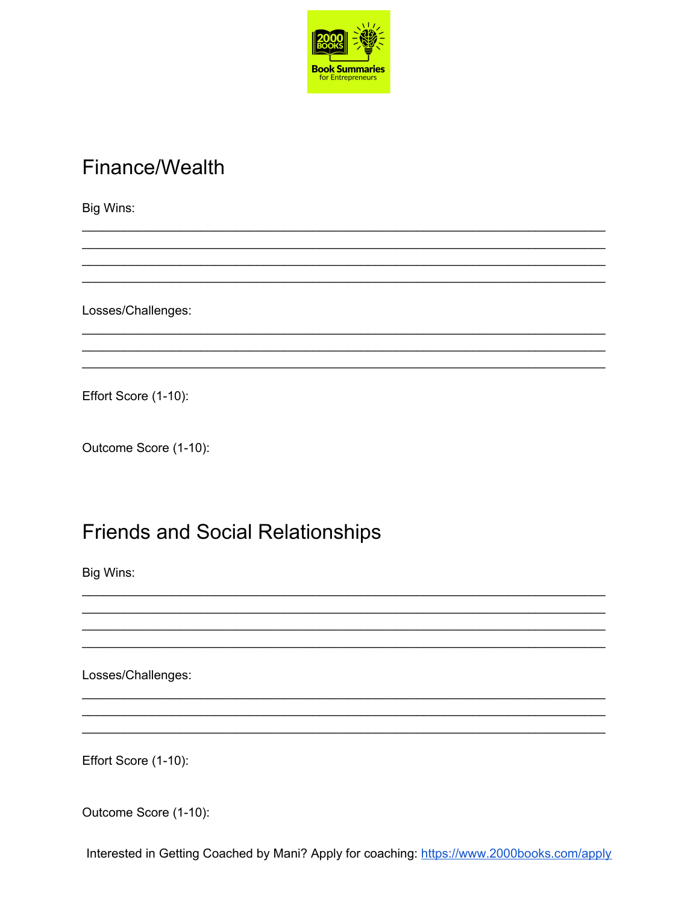## Finance/Wealth

Big Wins:

________________________________________________________________________
________________________________________________________________________
________________________________________________________________________
________________________________________________________________________

Losses/Challenges:

________________________________________________________________________
________________________________________________________________________
________________________________________________________________________

Effort Score (1-10):

Outcome Score (1-10):

## Friends and Social Relationships

Big Wins:

________________________________________________________________________
________________________________________________________________________
________________________________________________________________________
________________________________________________________________________

Losses/Challenges:

________________________________________________________________________
________________________________________________________________________
________________________________________________________________________

Effort Score (1-10):

Outcome Score (1-10):

Interested in Getting Coached by Mani? Apply for coaching: [https://www.2000books.com/apply](https://www.2000books.com/apply)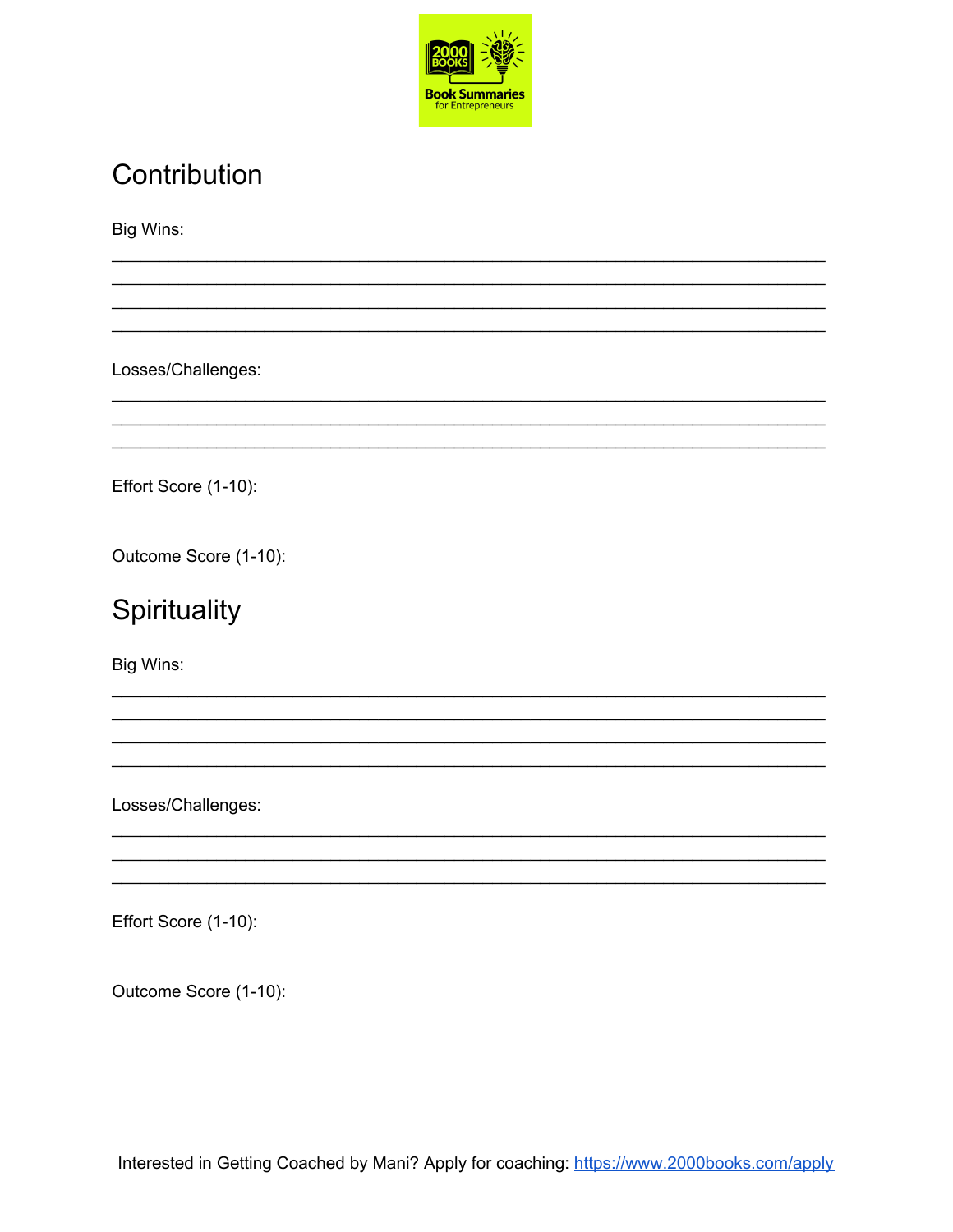## Contribution

Big Wins:

______________________________________________________________________

______________________________________________________________________

______________________________________________________________________

______________________________________________________________________

Losses/Challenges:

______________________________________________________________________

______________________________________________________________________

______________________________________________________________________

Effort Score (1-10):

Outcome Score (1-10):

## Spirituality

Big Wins:

______________________________________________________________________

______________________________________________________________________

______________________________________________________________________

______________________________________________________________________

Losses/Challenges:

______________________________________________________________________

______________________________________________________________________

______________________________________________________________________

Effort Score (1-10):

Outcome Score (1-10):

Interested in Getting Coached by Mani? Apply for coaching: https://www.2000books.com/apply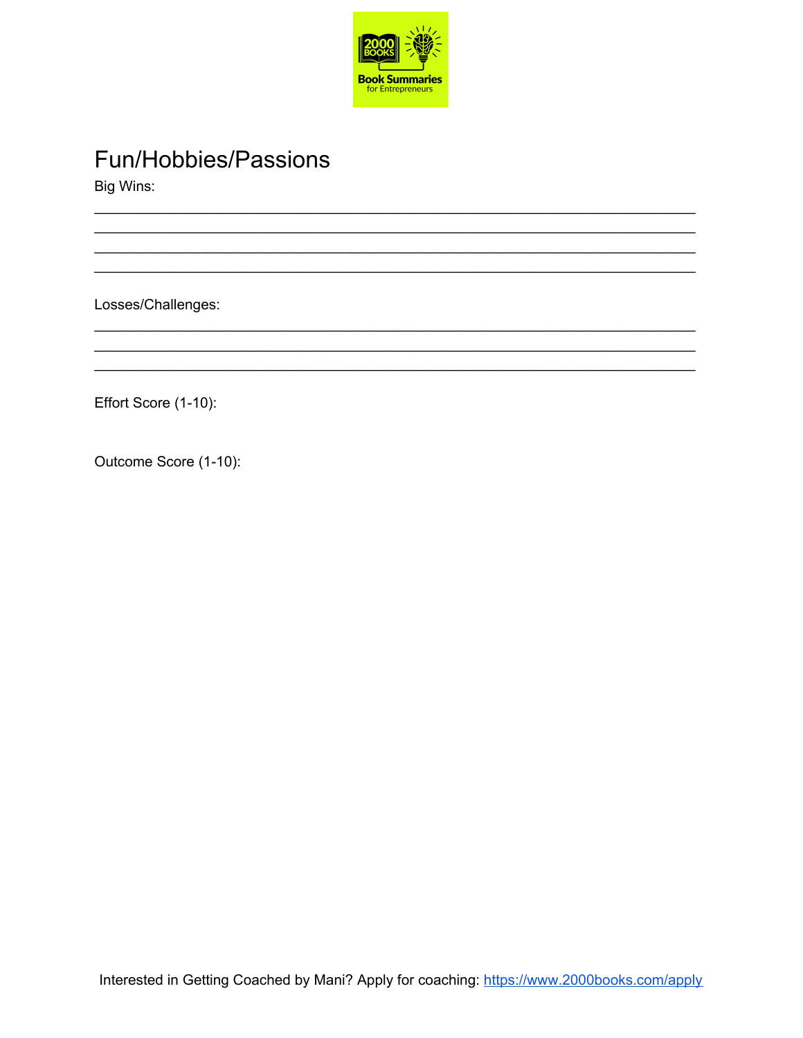# Fun/Hobbies/Passions

Big Wins:

\_\_\_\_\_\_\_\_\_\_\_\_\_\_\_\_\_\_\_\_\_\_\_\_\_\_\_\_\_\_\_\_\_\_\_\_\_\_\_\_\_\_\_\_\_\_\_\_\_\_\_\_\_\_\_\_\_\_\_\_\_\_\_\_\_\_\_\_\_\_\_\_\_\_
\_\_\_\_\_\_\_\_\_\_\_\_\_\_\_\_\_\_\_\_\_\_\_\_\_\_\_\_\_\_\_\_\_\_\_\_\_\_\_\_\_\_\_\_\_\_\_\_\_\_\_\_\_\_\_\_\_\_\_\_\_\_\_\_\_\_\_\_\_\_\_\_\_\_
\_\_\_\_\_\_\_\_\_\_\_\_\_\_\_\_\_\_\_\_\_\_\_\_\_\_\_\_\_\_\_\_\_\_\_\_\_\_\_\_\_\_\_\_\_\_\_\_\_\_\_\_\_\_\_\_\_\_\_\_\_\_\_\_\_\_\_\_\_\_\_\_\_\_
\_\_\_\_\_\_\_\_\_\_\_\_\_\_\_\_\_\_\_\_\_\_\_\_\_\_\_\_\_\_\_\_\_\_\_\_\_\_\_\_\_\_\_\_\_\_\_\_\_\_\_\_\_\_\_\_\_\_\_\_\_\_\_\_\_\_\_\_\_\_\_\_\_\_

Losses/Challenges:

\_\_\_\_\_\_\_\_\_\_\_\_\_\_\_\_\_\_\_\_\_\_\_\_\_\_\_\_\_\_\_\_\_\_\_\_\_\_\_\_\_\_\_\_\_\_\_\_\_\_\_\_\_\_\_\_\_\_\_\_\_\_\_\_\_\_\_\_\_\_\_\_\_\_
\_\_\_\_\_\_\_\_\_\_\_\_\_\_\_\_\_\_\_\_\_\_\_\_\_\_\_\_\_\_\_\_\_\_\_\_\_\_\_\_\_\_\_\_\_\_\_\_\_\_\_\_\_\_\_\_\_\_\_\_\_\_\_\_\_\_\_\_\_\_\_\_\_\_
\_\_\_\_\_\_\_\_\_\_\_\_\_\_\_\_\_\_\_\_\_\_\_\_\_\_\_\_\_\_\_\_\_\_\_\_\_\_\_\_\_\_\_\_\_\_\_\_\_\_\_\_\_\_\_\_\_\_\_\_\_\_\_\_\_\_\_\_\_\_\_\_\_\_

Effort Score (1-10):

Outcome Score (1-10):

Interested in Getting Coached by Mani? Apply for coaching: [https://www.2000books.com/apply](https://www.2000books.com/apply)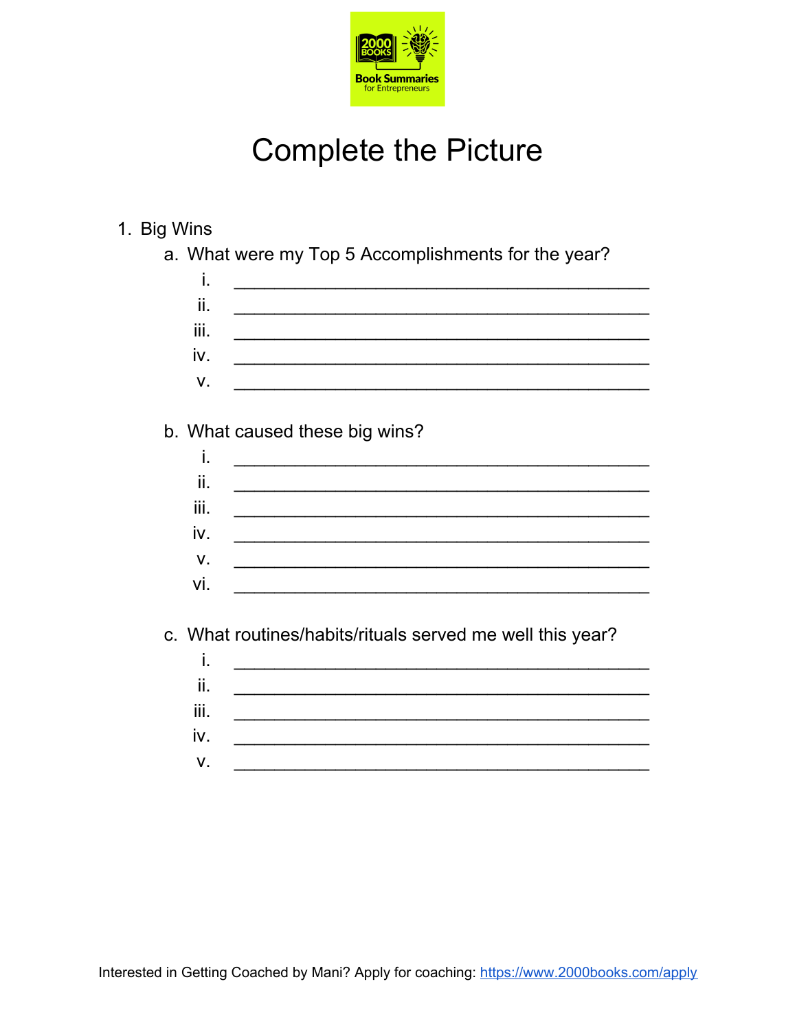# Complete the Picture

1. Big Wins
   a. What were my Top 5 Accomplishments for the year?
      i. ________________________________________________
      ii. ________________________________________________
      iii. ________________________________________________
      iv. ________________________________________________
      v. ________________________________________________

   b. What caused these big wins?
      i. ________________________________________________
      ii. ________________________________________________
      iii. ________________________________________________
      iv. ________________________________________________
      v. ________________________________________________
      vi. ________________________________________________

   c. What routines/habits/rituals served me well this year?
      i. ________________________________________________
      ii. ________________________________________________
      iii. ________________________________________________
      iv. ________________________________________________
      v. ________________________________________________

Interested in Getting Coached by Mani? Apply for coaching: [https://www.2000books.com/apply](https://www.2000books.com/apply)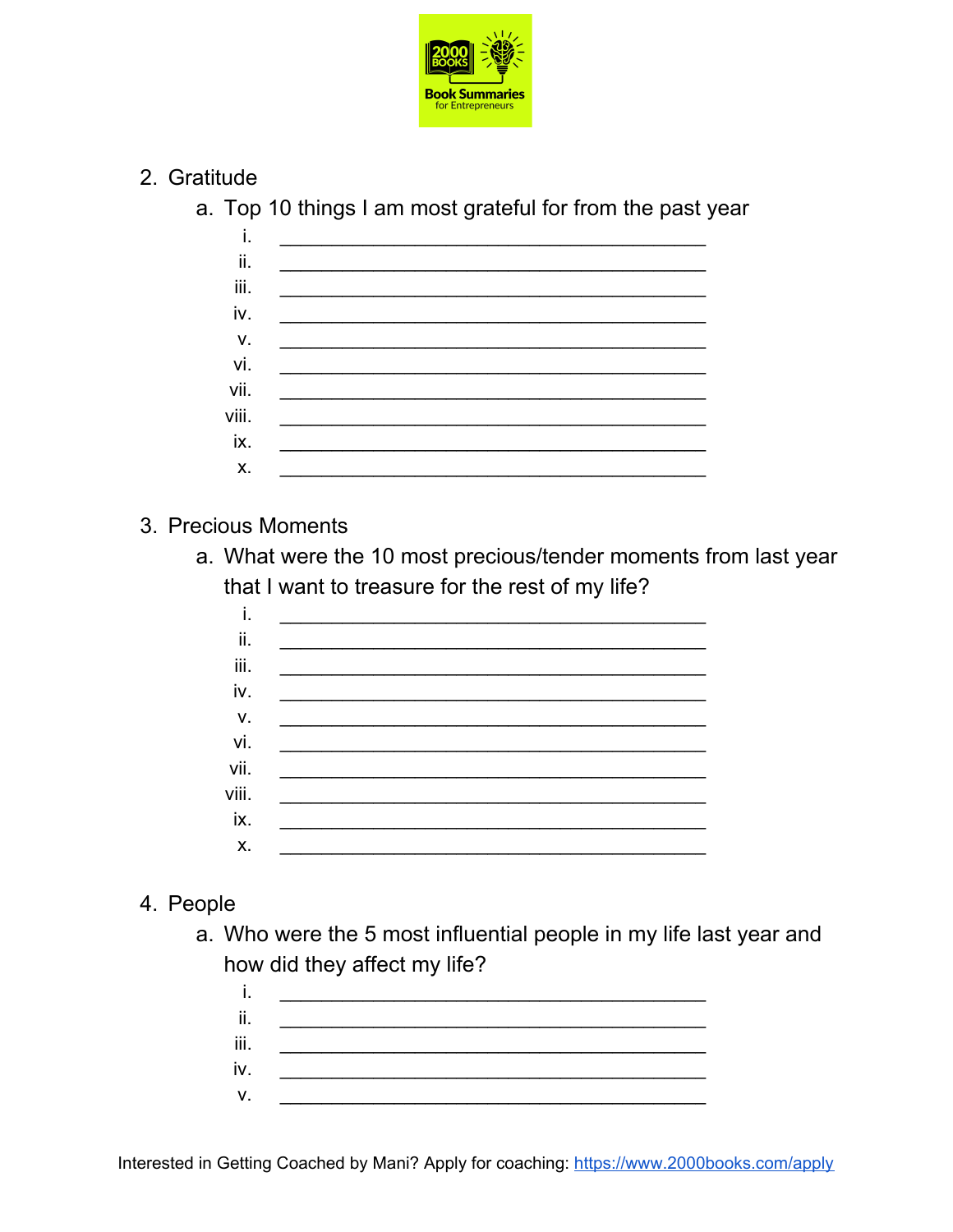2. Gratitude
    a. Top 10 things I am most grateful for from the past year
        i. ________________________________________
        ii. ________________________________________
        iii. ________________________________________
        iv. ________________________________________
        v. ________________________________________
        vi. ________________________________________
        vii. ________________________________________
        viii. ________________________________________
        ix. ________________________________________
        x. ________________________________________

3. Precious Moments
    a. What were the 10 most precious/tender moments from last year that I want to treasure for the rest of my life?
        i. ________________________________________
        ii. ________________________________________
        iii. ________________________________________
        iv. ________________________________________
        v. ________________________________________
        vi. ________________________________________
        vii. ________________________________________
        viii. ________________________________________
        ix. ________________________________________
        x. ________________________________________

4. People
    a. Who were the 5 most influential people in my life last year and how did they affect my life?
        i. ________________________________________
        ii. ________________________________________
        iii. ________________________________________
        iv. ________________________________________
        v. ________________________________________

Interested in Getting Coached by Mani? Apply for coaching: [https://www.2000books.com/apply](https://www.2000books.com/apply)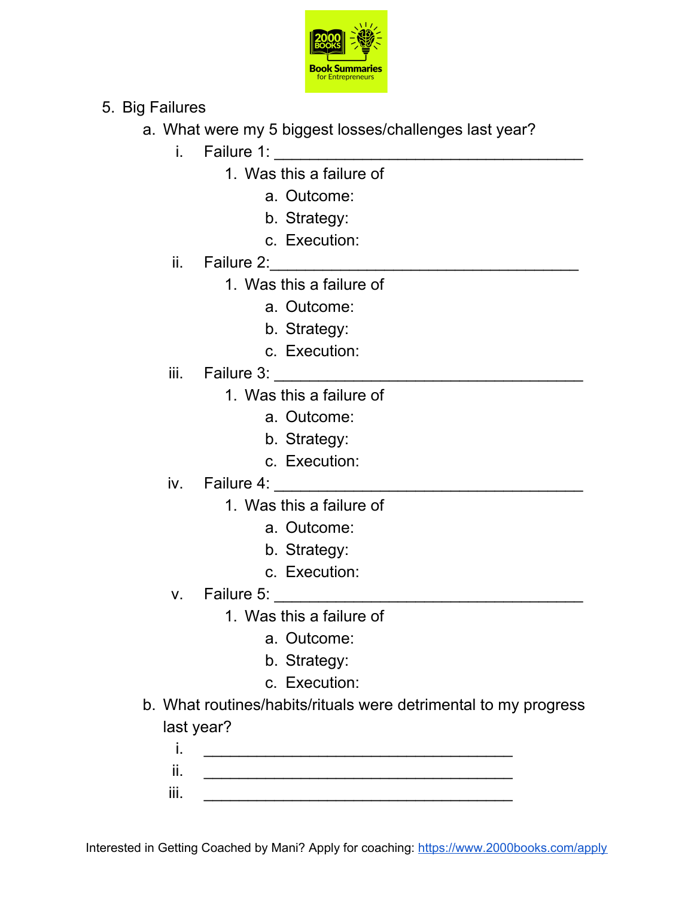5. Big Failures
    a. What were my 5 biggest losses/challenges last year?
        i. Failure 1: ____________________________________
            1. Was this a failure of
                a. Outcome:
                b. Strategy:
                c. Execution:
        ii. Failure 2:____________________________________
            1. Was this a failure of
                a. Outcome:
                b. Strategy:
                c. Execution:
        iii. Failure 3: ____________________________________
            1. Was this a failure of
                a. Outcome:
                b. Strategy:
                c. Execution:
        iv. Failure 4: ____________________________________
            1. Was this a failure of
                a. Outcome:
                b. Strategy:
                c. Execution:
        v. Failure 5: ____________________________________
            1. Was this a failure of
                a. Outcome:
                b. Strategy:
                c. Execution:
    b. What routines/habits/rituals were detrimental to my progress last year?
        i. ____________________________________
        ii. ____________________________________
        iii. ____________________________________

Interested in Getting Coached by Mani? Apply for coaching: https://www.2000books.com/apply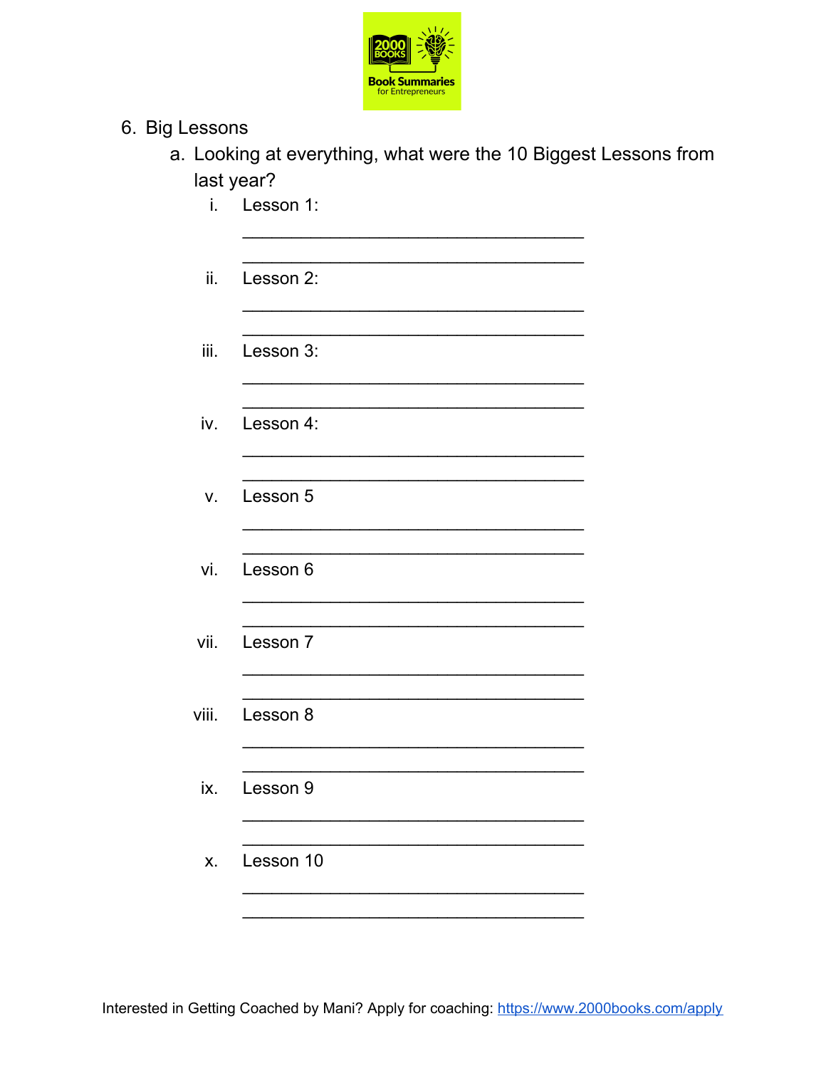6. Big Lessons
    a. Looking at everything, what were the 10 Biggest Lessons from last year?
        i. Lesson 1:
        ______________________________________
        ______________________________________
        ii. Lesson 2:
        ______________________________________
        ______________________________________
        iii. Lesson 3:
        ______________________________________
        ______________________________________
        iv. Lesson 4:
        ______________________________________
        ______________________________________
        v. Lesson 5
        ______________________________________
        ______________________________________
        vi. Lesson 6
        ______________________________________
        ______________________________________
        vii. Lesson 7
        ______________________________________
        ______________________________________
        viii. Lesson 8
        ______________________________________
        ______________________________________
        ix. Lesson 9
        ______________________________________
        ______________________________________
        x. Lesson 10
        ______________________________________
        ______________________________________

Interested in Getting Coached by Mani? Apply for coaching: [https://www.2000books.com/apply](https://www.2000books.com/apply)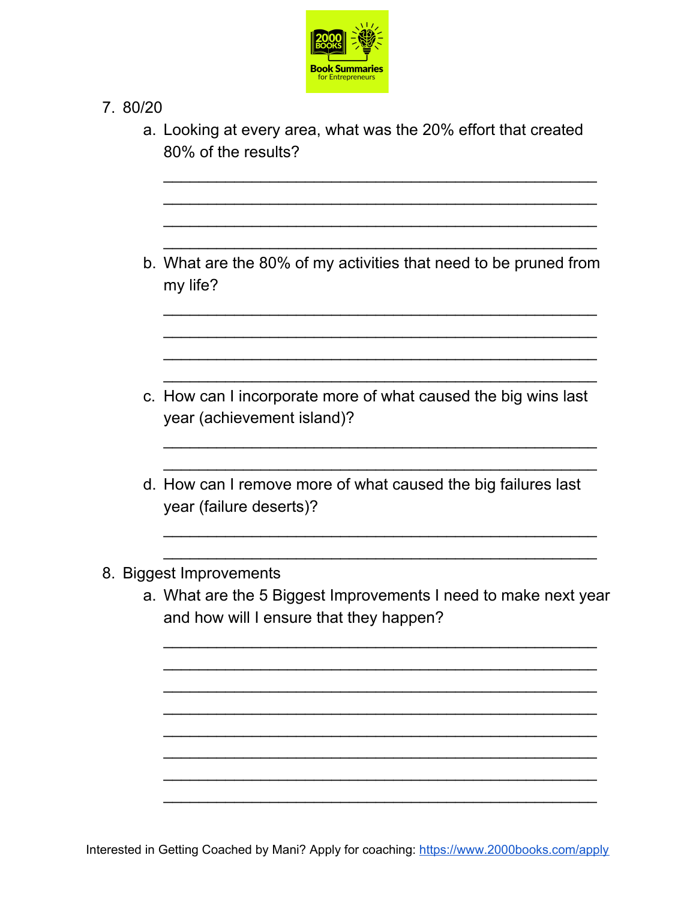7. 80/20
    a. Looking at every area, what was the 20% effort that created 80% of the results?

    ______________________________________________
    ______________________________________________
    ______________________________________________
    ______________________________________________

    b. What are the 80% of my activities that need to be pruned from my life?

    ______________________________________________
    ______________________________________________
    ______________________________________________
    ______________________________________________

    c. How can I incorporate more of what caused the big wins last year (achievement island)?

    ______________________________________________
    ______________________________________________

    d. How can I remove more of what caused the big failures last year (failure deserts)?

    ______________________________________________
    ______________________________________________

8. Biggest Improvements
    a. What are the 5 Biggest Improvements I need to make next year and how will I ensure that they happen?

    ______________________________________________
    ______________________________________________
    ______________________________________________
    ______________________________________________
    ______________________________________________
    ______________________________________________
    ______________________________________________
    ______________________________________________

Interested in Getting Coached by Mani? Apply for coaching: https://www.2000books.com/apply